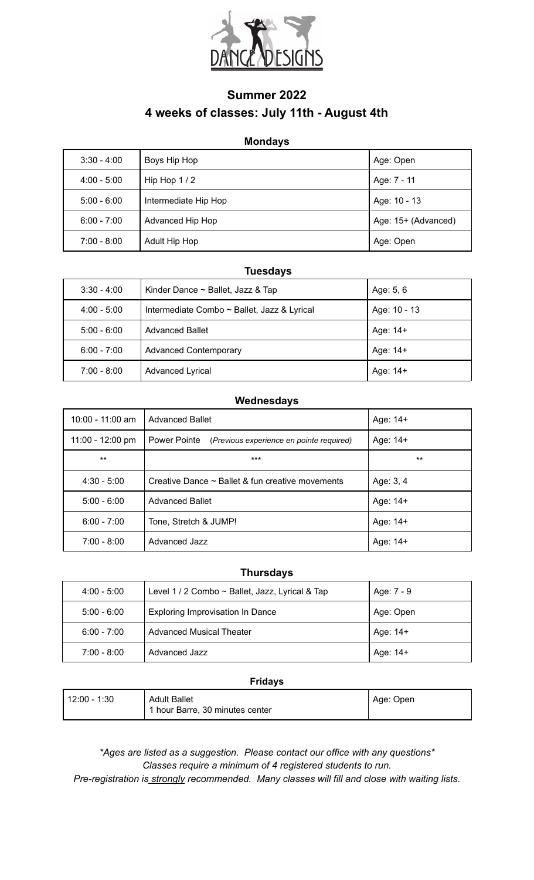DANCE DESIGNS

# Summer 2022

## 4 weeks of classes: July 11th - August 4th

### Mondays

| | | |
|---|---|---|
| 3:30 - 4:00 | Boys Hip Hop | Age: Open |
| 4:00 - 5:00 | Hip Hop 1 / 2 | Age: 7 - 11 |
| 5:00 - 6:00 | Intermediate Hip Hop | Age: 10 - 13 |
| 6:00 - 7:00 | Advanced Hip Hop | Age: 15+ (Advanced) |
| 7:00 - 8:00 | Adult Hip Hop | Age: Open |

### Tuesdays

| | | |
|---|---|---|
| 3:30 - 4:00 | Kinder Dance ~ Ballet, Jazz & Tap | Age: 5, 6 |
| 4:00 - 5:00 | Intermediate Combo ~ Ballet, Jazz & Lyrical | Age: 10 - 13 |
| 5:00 - 6:00 | Advanced Ballet | Age: 14+ |
| 6:00 - 7:00 | Advanced Contemporary | Age: 14+ |
| 7:00 - 8:00 | Advanced Lyrical | Age: 14+ |

### Wednesdays

| | | |
|---|---|---|
| 10:00 - 11:00 am | Advanced Ballet | Age: 14+ |
| 11:00 - 12:00 pm | Power Pointe *(Previous experience en pointe required)* | Age: 14+ |
| ** | *** | ** |
| 4:30 - 5:00 | Creative Dance ~ Ballet & fun creative movements | Age: 3, 4 |
| 5:00 - 6:00 | Advanced Ballet | Age: 14+ |
| 6:00 - 7:00 | Tone, Stretch & JUMP! | Age: 14+ |
| 7:00 - 8:00 | Advanced Jazz | Age: 14+ |

### Thursdays

| | | |
|---|---|---|
| 4:00 - 5:00 | Level 1 / 2 Combo ~ Ballet, Jazz, Lyrical & Tap | Age: 7 - 9 |
| 5:00 - 6:00 | Exploring Improvisation In Dance | Age: Open |
| 6:00 - 7:00 | Advanced Musical Theater | Age: 14+ |
| 7:00 - 8:00 | Advanced Jazz | Age: 14+ |

### Fridays

| | | |
|---|---|---|
| 12:00 - 1:30 | Adult Ballet<br>1 hour Barre, 30 minutes center | Age: Open |

*\*Ages are listed as a suggestion. Please contact our office with any questions\**

*Classes require a minimum of 4 registered students to run.*

*Pre-registration is strongly recommended. Many classes will fill and close with waiting lists.*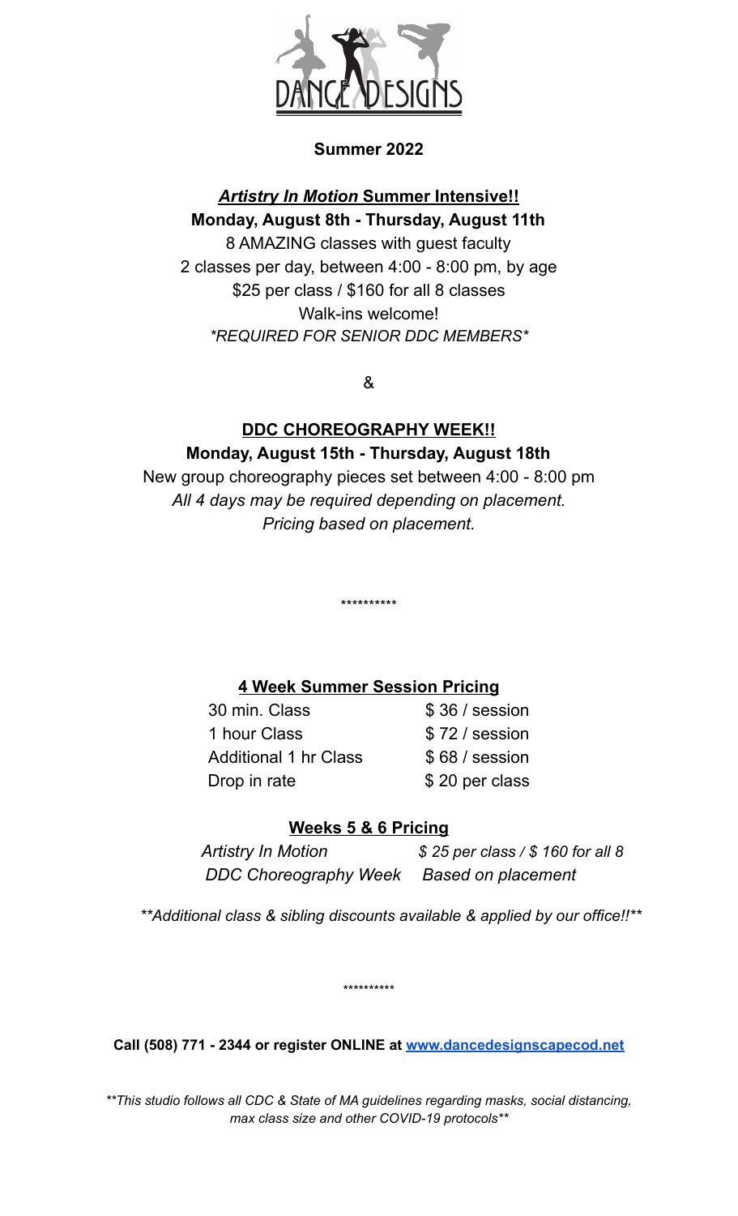DANCE DESIGNS

**Summer 2022**

***Artistry In Motion*** **Summer Intensive!!**

**Monday, August 8th - Thursday, August 11th**

8 AMAZING classes with guest faculty

2 classes per day, between 4:00 - 8:00 pm, by age

$25 per class / $160 for all 8 classes

Walk-ins welcome!

*\*REQUIRED FOR SENIOR DDC MEMBERS\**

&

**DDC CHOREOGRAPHY WEEK!!**

**Monday, August 15th - Thursday, August 18th**

New group choreography pieces set between 4:00 - 8:00 pm

*All 4 days may be required depending on placement.*

*Pricing based on placement.*

\*\*\*\*\*\*\*\*\*\*

**4 Week Summer Session Pricing**

| | |
|---|---|
| 30 min. Class | $ 36 / session |
| 1 hour Class | $ 72 / session |
| Additional 1 hr Class | $ 68 / session |
| Drop in rate | $ 20 per class |

**Weeks 5 & 6 Pricing**

| | |
|---|---|
| *Artistry In Motion* | *$ 25 per class / $ 160 for all 8* |
| *DDC Choreography Week* | *Based on placement* |

*\*\*Additional class & sibling discounts available & applied by our office!!\*\**

\*\*\*\*\*\*\*\*\*\*

**Call (508) 771 - 2344 or register ONLINE at [www.dancedesignscapecod.net](http://www.dancedesignscapecod.net)**

*\*\*This studio follows all CDC & State of MA guidelines regarding masks, social distancing, max class size and other COVID-19 protocols\*\**